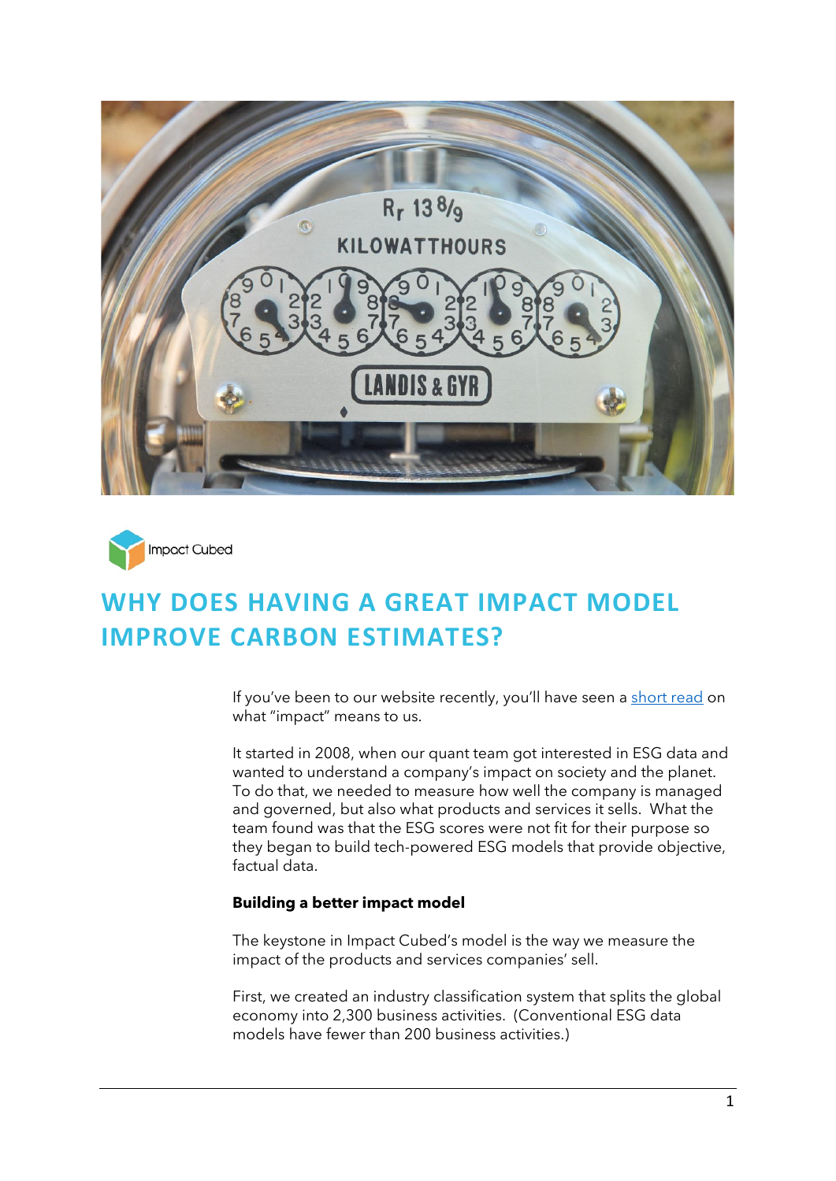Impact Cubed

# WHY DOES HAVING A GREAT IMPACT MODEL IMPROVE CARBON ESTIMATES?

If you've been to our website recently, you'll have seen a [short read](#) on what "impact" means to us.

It started in 2008, when our quant team got interested in ESG data and wanted to understand a company's impact on society and the planet. To do that, we needed to measure how well the company is managed and governed, but also what products and services it sells. What the team found was that the ESG scores were not fit for their purpose so they began to build tech-powered ESG models that provide objective, factual data.

**Building a better impact model**

The keystone in Impact Cubed's model is the way we measure the impact of the products and services companies' sell.

First, we created an industry classification system that splits the global economy into 2,300 business activities. (Conventional ESG data models have fewer than 200 business activities.)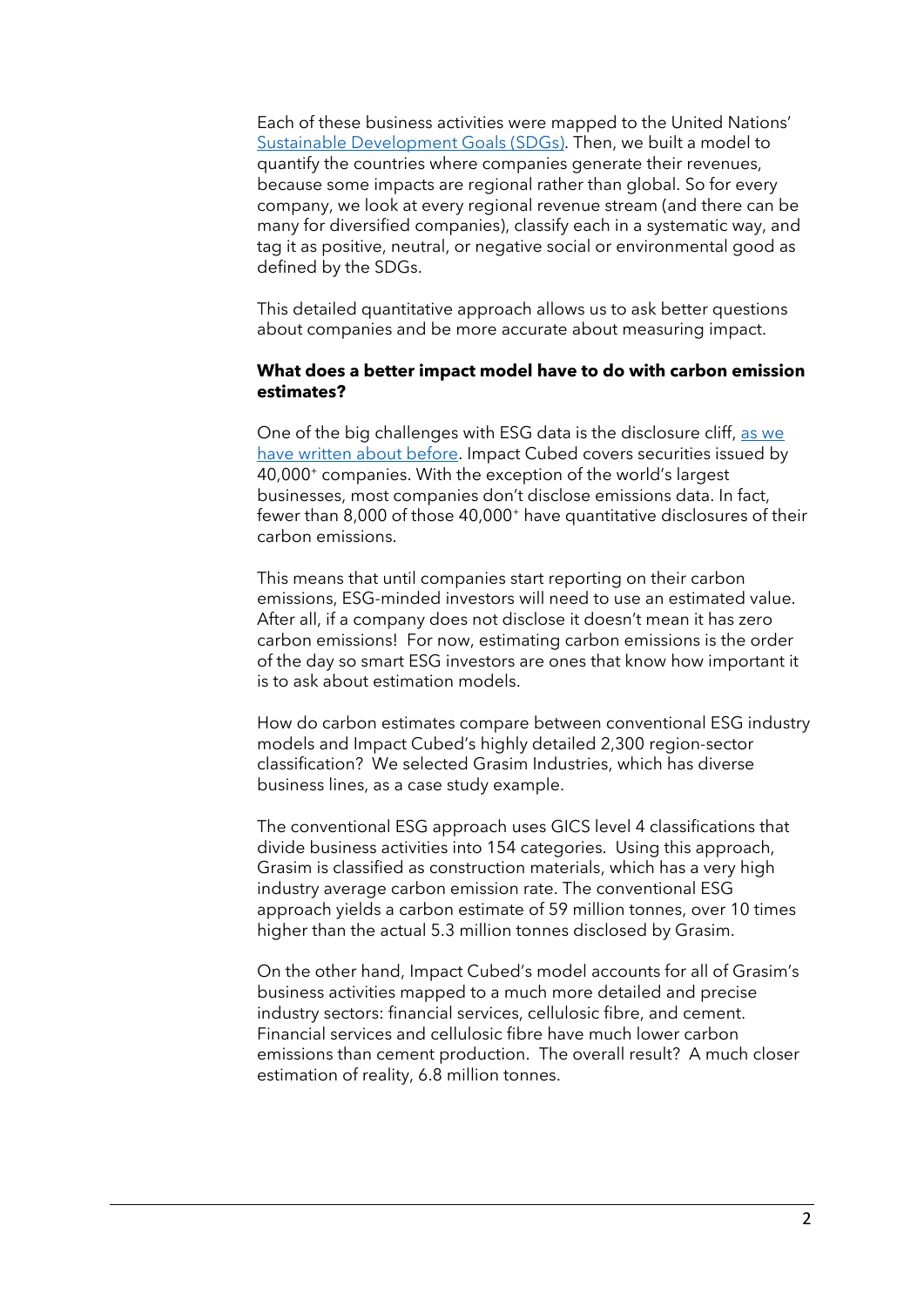Each of these business activities were mapped to the United Nations' [Sustainable Development Goals (SDGs)](). Then, we built a model to quantify the countries where companies generate their revenues, because some impacts are regional rather than global. So for every company, we look at every regional revenue stream (and there can be many for diversified companies), classify each in a systematic way, and tag it as positive, neutral, or negative social or environmental good as defined by the SDGs.

This detailed quantitative approach allows us to ask better questions about companies and be more accurate about measuring impact.

**What does a better impact model have to do with carbon emission estimates?**

One of the big challenges with ESG data is the disclosure cliff, [as we have written about before](). Impact Cubed covers securities issued by 40,000+ companies. With the exception of the world's largest businesses, most companies don't disclose emissions data. In fact, fewer than 8,000 of those 40,000+ have quantitative disclosures of their carbon emissions.

This means that until companies start reporting on their carbon emissions, ESG-minded investors will need to use an estimated value. After all, if a company does not disclose it doesn't mean it has zero carbon emissions! For now, estimating carbon emissions is the order of the day so smart ESG investors are ones that know how important it is to ask about estimation models.

How do carbon estimates compare between conventional ESG industry models and Impact Cubed's highly detailed 2,300 region-sector classification? We selected Grasim Industries, which has diverse business lines, as a case study example.

The conventional ESG approach uses GICS level 4 classifications that divide business activities into 154 categories. Using this approach, Grasim is classified as construction materials, which has a very high industry average carbon emission rate. The conventional ESG approach yields a carbon estimate of 59 million tonnes, over 10 times higher than the actual 5.3 million tonnes disclosed by Grasim.

On the other hand, Impact Cubed's model accounts for all of Grasim's business activities mapped to a much more detailed and precise industry sectors: financial services, cellulosic fibre, and cement. Financial services and cellulosic fibre have much lower carbon emissions than cement production. The overall result? A much closer estimation of reality, 6.8 million tonnes.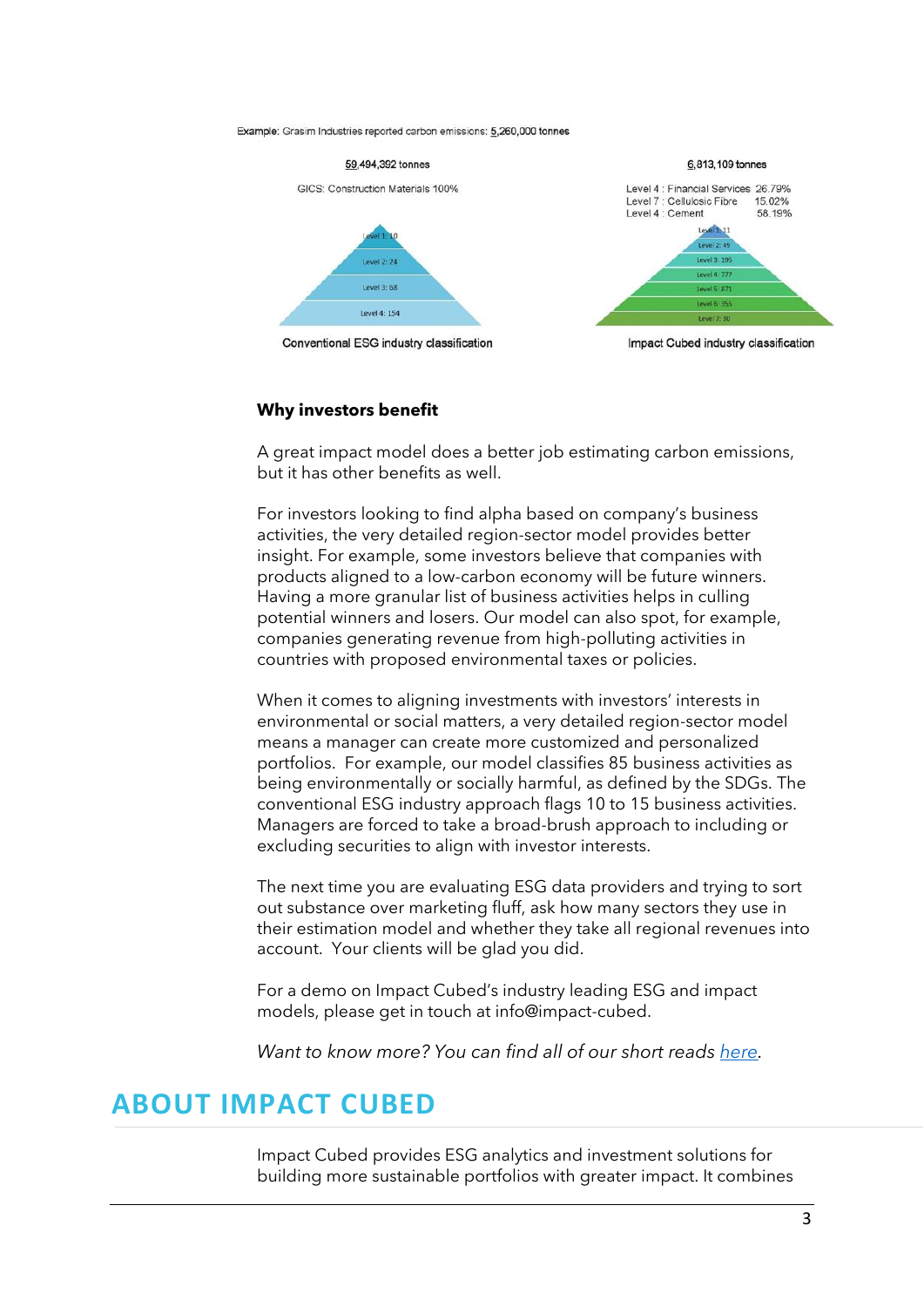Example: Grasim Industries reported carbon emissions: 5,260,000 tonnes

59,494,392 tonnes

GICS: Construction Materials 100%

Level 1: 10
Level 2: 24
Level 3: 68
Level 4: 154

Conventional ESG industry classification

6,813,109 tonnes

Level 4 : Financial Services 26.79%
Level 7 : Cellulosic Fibre 15.02%
Level 4 : Cement 58.19%

Level 1: 11
Level 2: 45
Level 3: 195
Level 4: 777
Level 5: 871
Level 6: 355
Level 7: 30

Impact Cubed industry classification

### Why investors benefit

A great impact model does a better job estimating carbon emissions, but it has other benefits as well.

For investors looking to find alpha based on company's business activities, the very detailed region-sector model provides better insight. For example, some investors believe that companies with products aligned to a low-carbon economy will be future winners. Having a more granular list of business activities helps in culling potential winners and losers. Our model can also spot, for example, companies generating revenue from high-polluting activities in countries with proposed environmental taxes or policies.

When it comes to aligning investments with investors' interests in environmental or social matters, a very detailed region-sector model means a manager can create more customized and personalized portfolios. For example, our model classifies 85 business activities as being environmentally or socially harmful, as defined by the SDGs. The conventional ESG industry approach flags 10 to 15 business activities. Managers are forced to take a broad-brush approach to including or excluding securities to align with investor interests.

The next time you are evaluating ESG data providers and trying to sort out substance over marketing fluff, ask how many sectors they use in their estimation model and whether they take all regional revenues into account. Your clients will be glad you did.

For a demo on Impact Cubed's industry leading ESG and impact models, please get in touch at info@impact-cubed.

*Want to know more? You can find all of our short reads [here](#).*

## ABOUT IMPACT CUBED

Impact Cubed provides ESG analytics and investment solutions for building more sustainable portfolios with greater impact. It combines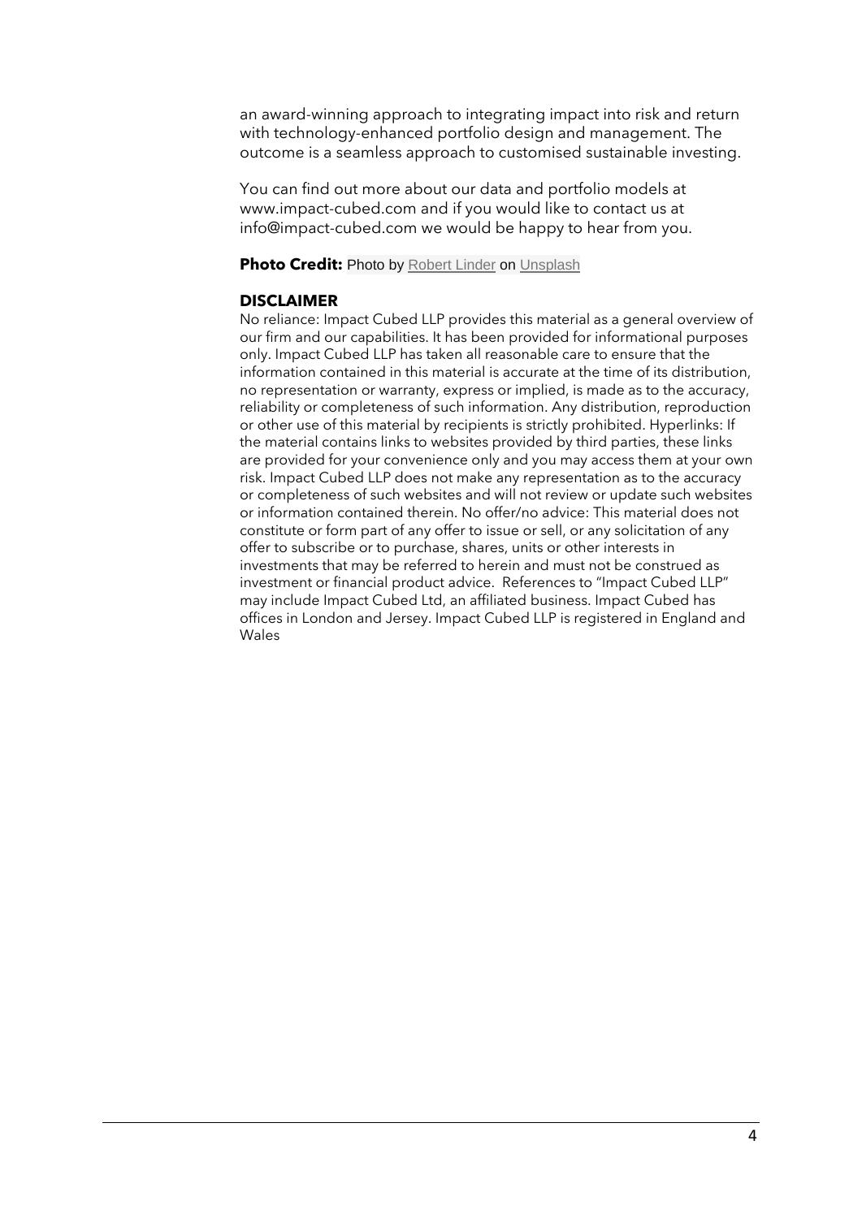an award-winning approach to integrating impact into risk and return with technology-enhanced portfolio design and management. The outcome is a seamless approach to customised sustainable investing.

You can find out more about our data and portfolio models at www.impact-cubed.com and if you would like to contact us at info@impact-cubed.com we would be happy to hear from you.

**Photo Credit:** Photo by Robert Linder on Unsplash

**DISCLAIMER**

No reliance: Impact Cubed LLP provides this material as a general overview of our firm and our capabilities. It has been provided for informational purposes only. Impact Cubed LLP has taken all reasonable care to ensure that the information contained in this material is accurate at the time of its distribution, no representation or warranty, express or implied, is made as to the accuracy, reliability or completeness of such information. Any distribution, reproduction or other use of this material by recipients is strictly prohibited. Hyperlinks: If the material contains links to websites provided by third parties, these links are provided for your convenience only and you may access them at your own risk. Impact Cubed LLP does not make any representation as to the accuracy or completeness of such websites and will not review or update such websites or information contained therein. No offer/no advice: This material does not constitute or form part of any offer to issue or sell, or any solicitation of any offer to subscribe or to purchase, shares, units or other interests in investments that may be referred to herein and must not be construed as investment or financial product advice. References to "Impact Cubed LLP" may include Impact Cubed Ltd, an affiliated business. Impact Cubed has offices in London and Jersey. Impact Cubed LLP is registered in England and Wales